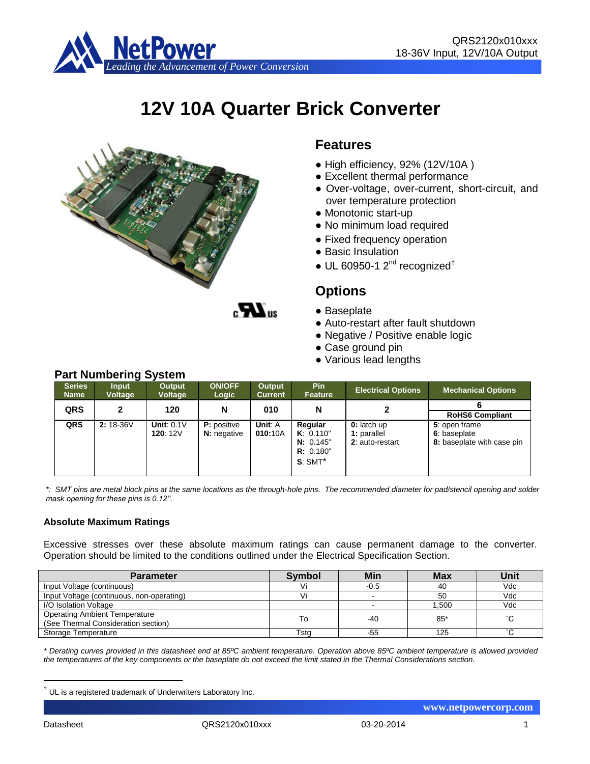# 12V 10A Quarter Brick Converter

## Features

- High efficiency, 92% (12V/10A )
- Excellent thermal performance
- Over-voltage, over-current, short-circuit, and over temperature protection
- Monotonic start-up
- No minimum load required
- Fixed frequency operation
- Basic Insulation
- UL 60950-1 2nd recognized†

## Options

- Baseplate
- Auto-restart after fault shutdown
- Negative / Positive enable logic
- Case ground pin
- Various lead lengths

## Part Numbering System

| Series Name | Input Voltage | Output Voltage | ON/OFF Logic | Output Current | Pin Feature | Electrical Options | Mechanical Options |
|---|---|---|---|---|---|---|---|
| QRS | 2 | 120 | N | 010 | N | 2 | 6 |
| | | | | | | | RoHS6 Compliant |
| QRS | **2:** 18-36V | **Unit**: 0.1V<br>**120**: 12V | **P:** positive<br>**N:** negative | **Unit**: A<br>**010:**10A | **Regular**<br>**K**: 0.110"<br>**N:** 0.145"<br>**R:** 0.180"<br>**S**: SMT* | **0:** latch up<br>**1:** parallel<br>**2**: auto-restart | **5**: open frame<br>**6**: baseplate<br>**8:** baseplate with case pin |

*\*: SMT pins are metal block pins at the same locations as the through-hole pins. The recommended diameter for pad/stencil opening and solder mask opening for these pins is 0.12''.*

**Absolute Maximum Ratings**

Excessive stresses over these absolute maximum ratings can cause permanent damage to the converter. Operation should be limited to the conditions outlined under the Electrical Specification Section.

| Parameter | Symbol | Min | Max | Unit |
|---|---|---|---|---|
| Input Voltage (continuous) | Vi | -0.5 | 40 | Vdc |
| Input Voltage (continuous, non-operating) | Vi | - | 50 | Vdc |
| I/O Isolation Voltage | | - | 1,500 | Vdc |
| Operating Ambient Temperature<br>(See Thermal Consideration section) | To | -40 | 85* | ˚C |
| Storage Temperature | Tstg | -55 | 125 | ˚C |

*\* Derating curves provided in this datasheet end at 85ºC ambient temperature. Operation above 85ºC ambient temperature is allowed provided the temperatures of the key components or the baseplate do not exceed the limit stated in the Thermal Considerations section.*

† UL is a registered trademark of Underwriters Laboratory Inc.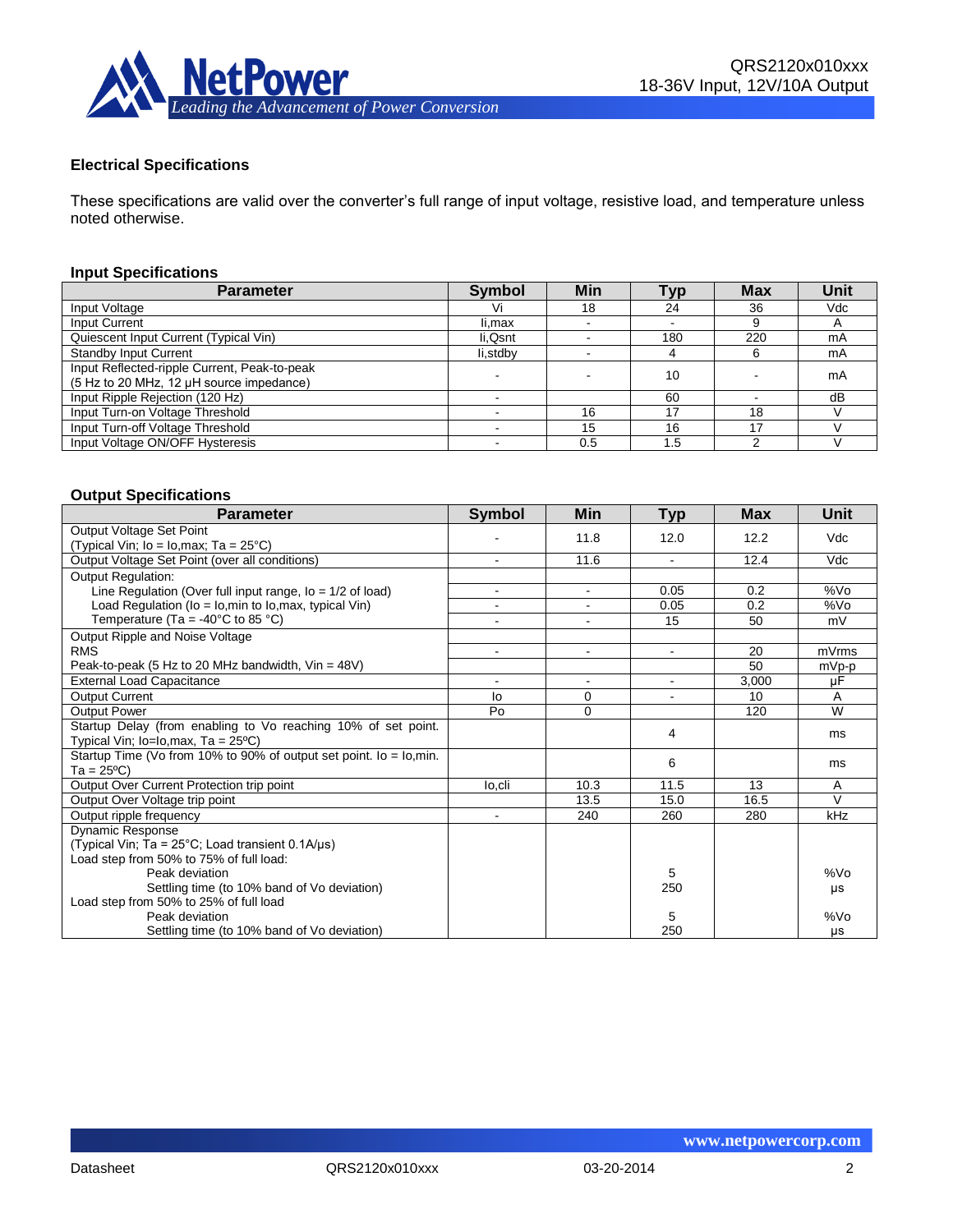## Electrical Specifications

These specifications are valid over the converter's full range of input voltage, resistive load, and temperature unless noted otherwise.

### Input Specifications

| Parameter | Symbol | Min | Typ | Max | Unit |
|---|---|---|---|---|---|
| Input Voltage | Vi | 18 | 24 | 36 | Vdc |
| Input Current | Ii,max | - | - | 9 | A |
| Quiescent Input Current (Typical Vin) | Ii,Qsnt | - | 180 | 220 | mA |
| Standby Input Current | Ii,stdby | - | 4 | 6 | mA |
| Input Reflected-ripple Current, Peak-to-peak (5 Hz to 20 MHz, 12 µH source impedance) | - | - | 10 | - | mA |
| Input Ripple Rejection (120 Hz) | - | | 60 | - | dB |
| Input Turn-on Voltage Threshold | - | 16 | 17 | 18 | V |
| Input Turn-off Voltage Threshold | - | 15 | 16 | 17 | V |
| Input Voltage ON/OFF Hysteresis | - | 0.5 | 1.5 | 2 | V |

### Output Specifications

| Parameter | Symbol | Min | Typ | Max | Unit |
|---|---|---|---|---|---|
| Output Voltage Set Point (Typical Vin; Io = Io,max; Ta = 25°C) | - | 11.8 | 12.0 | 12.2 | Vdc |
| Output Voltage Set Point (over all conditions) | - | 11.6 | - | 12.4 | Vdc |
| Output Regulation: | | | | | |
| Line Regulation (Over full input range, Io = 1/2 of load) | - | - | 0.05 | 0.2 | %Vo |
| Load Regulation (Io = Io,min to Io,max, typical Vin) | - | - | 0.05 | 0.2 | %Vo |
| Temperature (Ta = -40°C to 85 °C) | - | - | 15 | 50 | mV |
| Output Ripple and Noise Voltage | | | | | |
| RMS | - | - | - | 20 | mVrms |
| Peak-to-peak (5 Hz to 20 MHz bandwidth, Vin = 48V) | | | | 50 | mVp-p |
| External Load Capacitance | - | - | - | 3,000 | µF |
| Output Current | Io | 0 | - | 10 | A |
| Output Power | Po | 0 | | 120 | W |
| Startup Delay (from enabling to Vo reaching 10% of set point. Typical Vin; Io=Io,max, Ta = 25ºC) | | | 4 | | ms |
| Startup Time (Vo from 10% to 90% of output set point. Io = Io,min. Ta = 25ºC) | | | 6 | | ms |
| Output Over Current Protection trip point | Io,cli | 10.3 | 11.5 | 13 | A |
| Output Over Voltage trip point | | 13.5 | 15.0 | 16.5 | V |
| Output ripple frequency | - | 240 | 260 | 280 | kHz |
| Dynamic Response (Typical Vin; Ta = 25°C; Load transient 0.1A/µs) | | | | | |
| Load step from 50% to 75% of full load: | | | | | |
| Peak deviation | | | 5 | | %Vo |
| Settling time (to 10% band of Vo deviation) | | | 250 | | µs |
| Load step from 50% to 25% of full load | | | | | |
| Peak deviation | | | 5 | | %Vo |
| Settling time (to 10% band of Vo deviation) | | | 250 | | µs |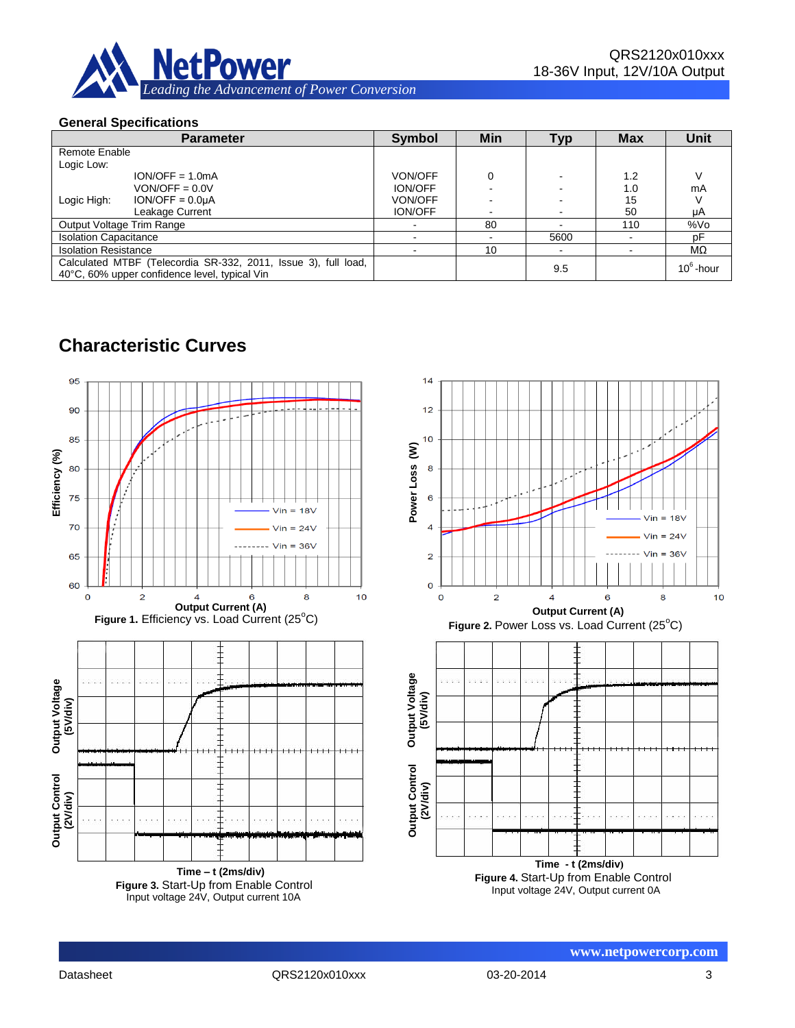### General Specifications

| Parameter | Symbol | Min | Typ | Max | Unit |
|---|---|---|---|---|---|
| Remote Enable<br>Logic Low:<br>ION/OFF = 1.0mA<br>VON/OFF = 0.0V<br>Logic High: ION/OFF = 0.0μA<br>Leakage Current | <br><br>VON/OFF<br>ION/OFF<br>VON/OFF<br>ION/OFF | <br><br>0<br>-<br>-<br>- | <br><br>-<br>-<br>-<br>- | <br><br>1.2<br>1.0<br>15<br>50 | <br><br>V<br>mA<br>V<br>μA |
| Output Voltage Trim Range | - | 80 | - | 110 | %Vo |
| Isolation Capacitance | - | - | 5600 | - | pF |
| Isolation Resistance | - | 10 | - | - | MΩ |
| Calculated MTBF (Telecordia SR-332, 2011, Issue 3), full load, 40°C, 60% upper confidence level, typical Vin | | | 9.5 | | $10^6$-hour |

## Characteristic Curves

**Figure 1.** Efficiency vs. Load Current (25°C)

**Figure 2.** Power Loss vs. Load Current (25°C)

**Figure 3.** Start-Up from Enable Control
Input voltage 24V, Output current 10A

**Figure 4.** Start-Up from Enable Control
Input voltage 24V, Output current 0A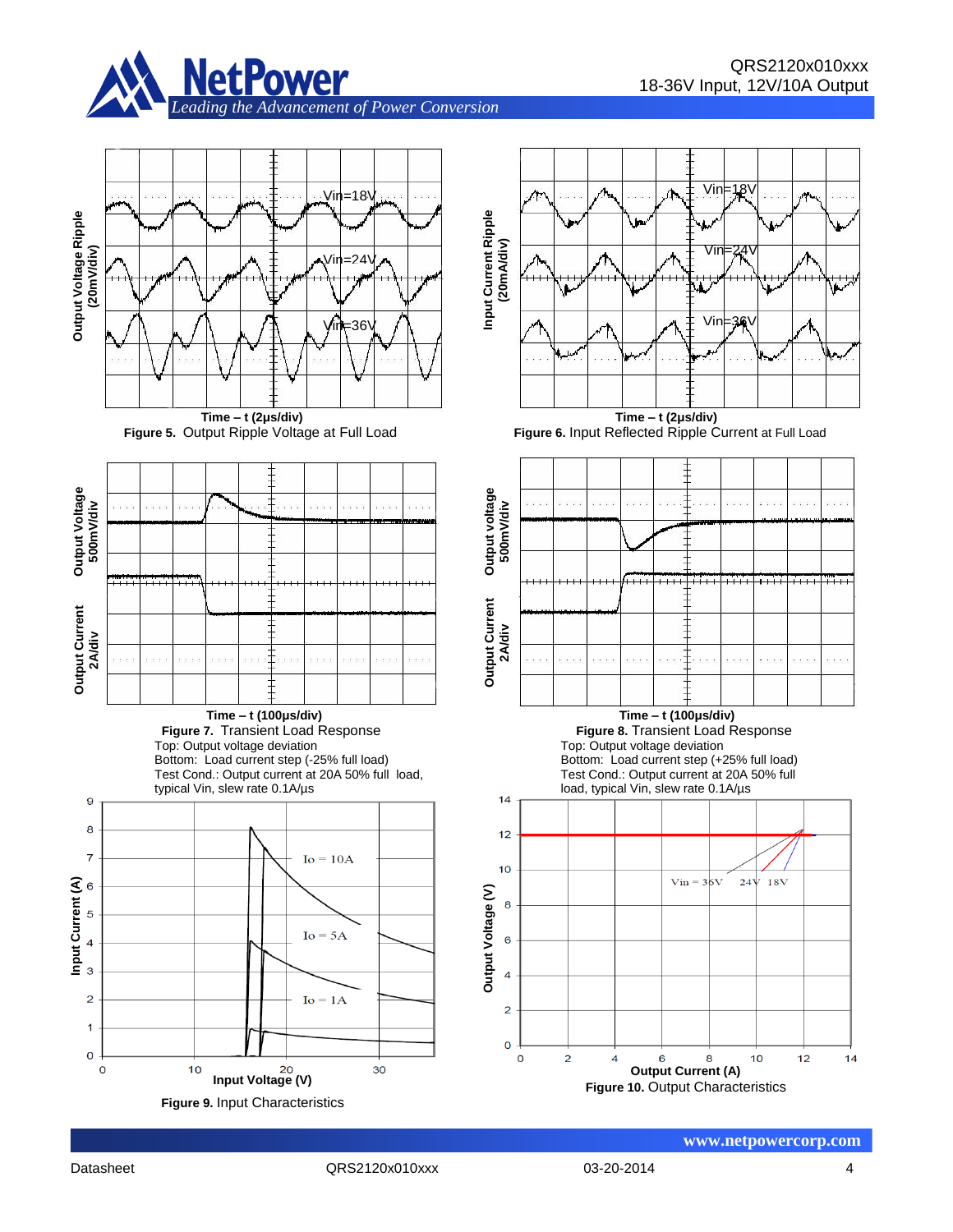Time – t (2μs/div)

**Figure 5.** Output Ripple Voltage at Full Load

Time – t (2μs/div)

**Figure 6.** Input Reflected Ripple Current at Full Load

Time – t (100μs/div)

**Figure 7.** Transient Load Response
Top: Output voltage deviation
Bottom: Load current step (-25% full load)
Test Cond.: Output current at 20A 50% full load, typical Vin, slew rate 0.1A/μs

Time – t (100μs/div)

**Figure 8.** Transient Load Response
Top: Output voltage deviation
Bottom: Load current step (+25% full load)
Test Cond.: Output current at 20A 50% full load, typical Vin, slew rate 0.1A/μs

**Figure 9.** Input Characteristics

**Figure 10.** Output Characteristics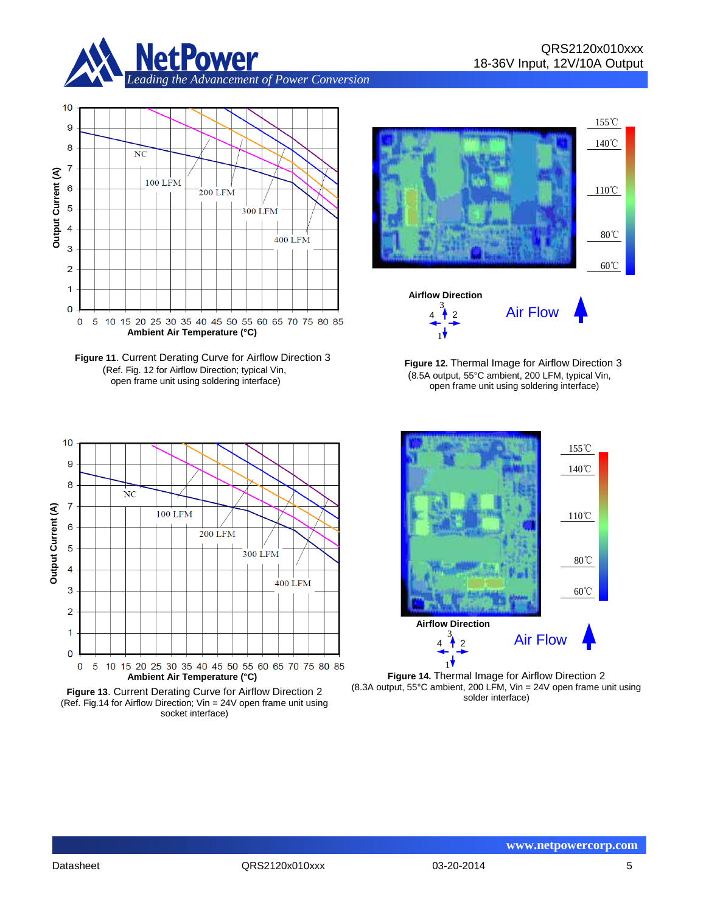Figure 11. Current Derating Curve for Airflow Direction 3
(Ref. Fig. 12 for Airflow Direction; typical Vin, open frame unit using soldering interface)

Figure 12. Thermal Image for Airflow Direction 3
(8.5A output, 55°C ambient, 200 LFM, typical Vin, open frame unit using soldering interface)

Figure 13. Current Derating Curve for Airflow Direction 2
(Ref. Fig.14 for Airflow Direction; Vin = 24V open frame unit using socket interface)

Figure 14. Thermal Image for Airflow Direction 2
(8.3A output, 55°C ambient, 200 LFM, Vin = 24V open frame unit using solder interface)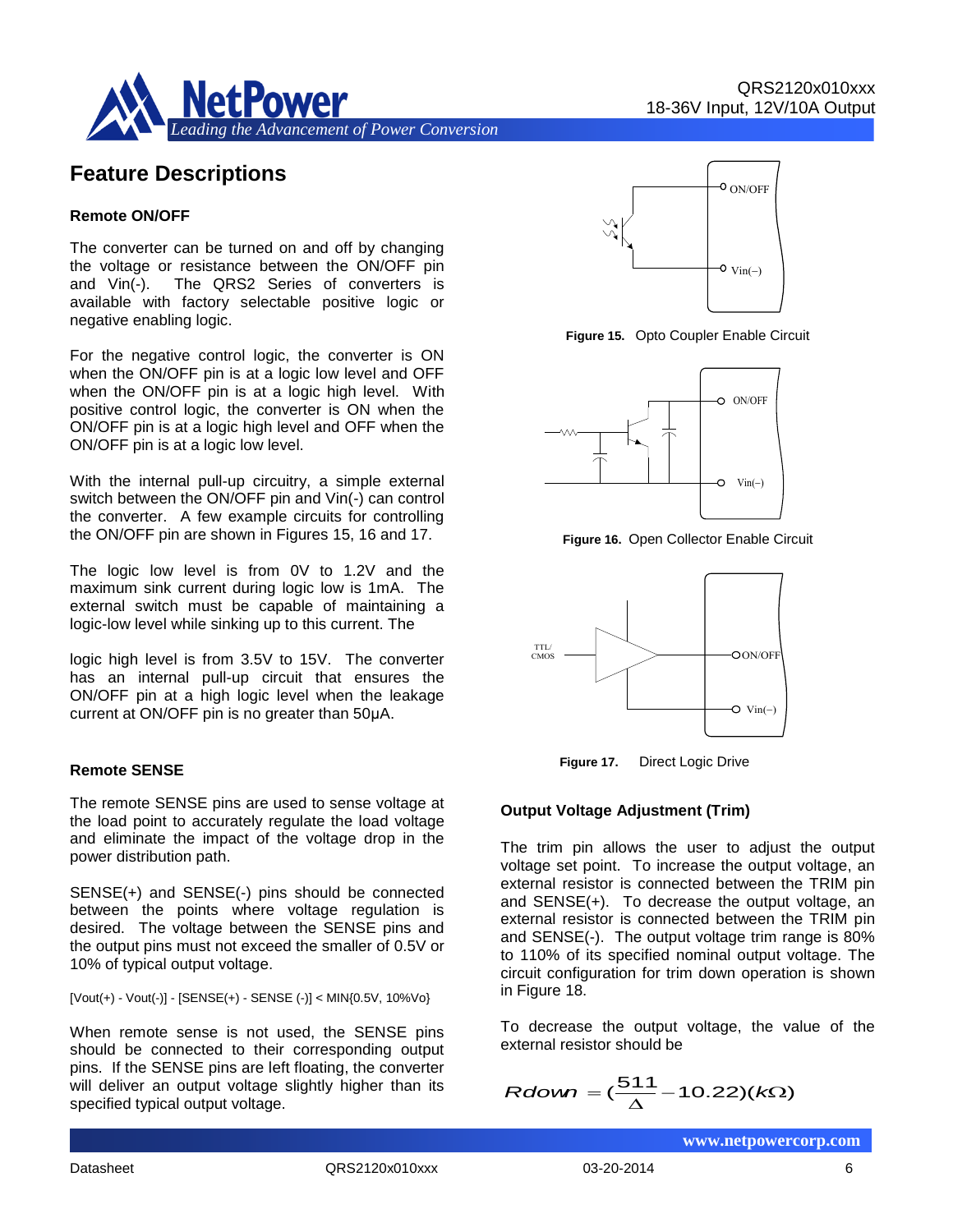## Feature Descriptions

### Remote ON/OFF

The converter can be turned on and off by changing the voltage or resistance between the ON/OFF pin and Vin(-). The QRS2 Series of converters is available with factory selectable positive logic or negative enabling logic.

For the negative control logic, the converter is ON when the ON/OFF pin is at a logic low level and OFF when the ON/OFF pin is at a logic high level. With positive control logic, the converter is ON when the ON/OFF pin is at a logic high level and OFF when the ON/OFF pin is at a logic low level.

With the internal pull-up circuitry, a simple external switch between the ON/OFF pin and Vin(-) can control the converter. A few example circuits for controlling the ON/OFF pin are shown in Figures 15, 16 and 17.

The logic low level is from 0V to 1.2V and the maximum sink current during logic low is 1mA. The external switch must be capable of maintaining a logic-low level while sinking up to this current. The

logic high level is from 3.5V to 15V. The converter has an internal pull-up circuit that ensures the ON/OFF pin at a high logic level when the leakage current at ON/OFF pin is no greater than 50μA.

**Figure 15.** Opto Coupler Enable Circuit

**Figure 16.** Open Collector Enable Circuit

**Figure 17.** Direct Logic Drive

### Remote SENSE

The remote SENSE pins are used to sense voltage at the load point to accurately regulate the load voltage and eliminate the impact of the voltage drop in the power distribution path.

SENSE(+) and SENSE(-) pins should be connected between the points where voltage regulation is desired. The voltage between the SENSE pins and the output pins must not exceed the smaller of 0.5V or 10% of typical output voltage.

[Vout(+) - Vout(-)] - [SENSE(+) - SENSE (-)] < MIN{0.5V, 10%Vo}

When remote sense is not used, the SENSE pins should be connected to their corresponding output pins. If the SENSE pins are left floating, the converter will deliver an output voltage slightly higher than its specified typical output voltage.

### Output Voltage Adjustment (Trim)

The trim pin allows the user to adjust the output voltage set point. To increase the output voltage, an external resistor is connected between the TRIM pin and SENSE(+). To decrease the output voltage, an external resistor is connected between the TRIM pin and SENSE(-). The output voltage trim range is 80% to 110% of its specified nominal output voltage. The circuit configuration for trim down operation is shown in Figure 18.

To decrease the output voltage, the value of the external resistor should be

$$Rdown = \left(\frac{511}{\Delta} - 10.22\right)(k\Omega)$$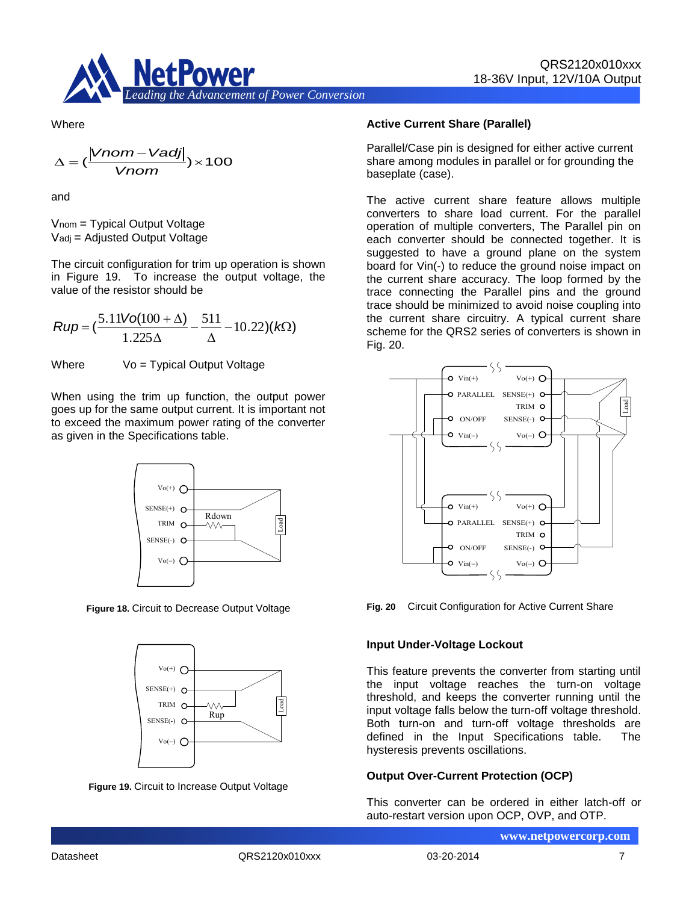Where

$$\Delta = \left(\frac{|Vnom - Vadj|}{Vnom}\right) \times 100$$

and

$V_{nom}$ = Typical Output Voltage
$V_{adj}$ = Adjusted Output Voltage

The circuit configuration for trim up operation is shown in Figure 19. To increase the output voltage, the value of the resistor should be

$$Rup = \left(\frac{5.11Vo(100+\Delta)}{1.225\Delta} - \frac{511}{\Delta} - 10.22\right)(k\Omega)$$

Where Vo = Typical Output Voltage

When using the trim up function, the output power goes up for the same output current. It is important not to exceed the maximum power rating of the converter as given in the Specifications table.

**Figure 18.** Circuit to Decrease Output Voltage

**Figure 19.** Circuit to Increase Output Voltage

### Active Current Share (Parallel)

Parallel/Case pin is designed for either active current share among modules in parallel or for grounding the baseplate (case).

The active current share feature allows multiple converters to share load current. For the parallel operation of multiple converters, The Parallel pin on each converter should be connected together. It is suggested to have a ground plane on the system board for Vin(-) to reduce the ground noise impact on the current share accuracy. The loop formed by the trace connecting the Parallel pins and the ground trace should be minimized to avoid noise coupling into the current share circuitry. A typical current share scheme for the QRS2 series of converters is shown in Fig. 20.

**Fig. 20** Circuit Configuration for Active Current Share

### Input Under-Voltage Lockout

This feature prevents the converter from starting until the input voltage reaches the turn-on voltage threshold, and keeps the converter running until the input voltage falls below the turn-off voltage threshold. Both turn-on and turn-off voltage thresholds are defined in the Input Specifications table. The hysteresis prevents oscillations.

### Output Over-Current Protection (OCP)

This converter can be ordered in either latch-off or auto-restart version upon OCP, OVP, and OTP.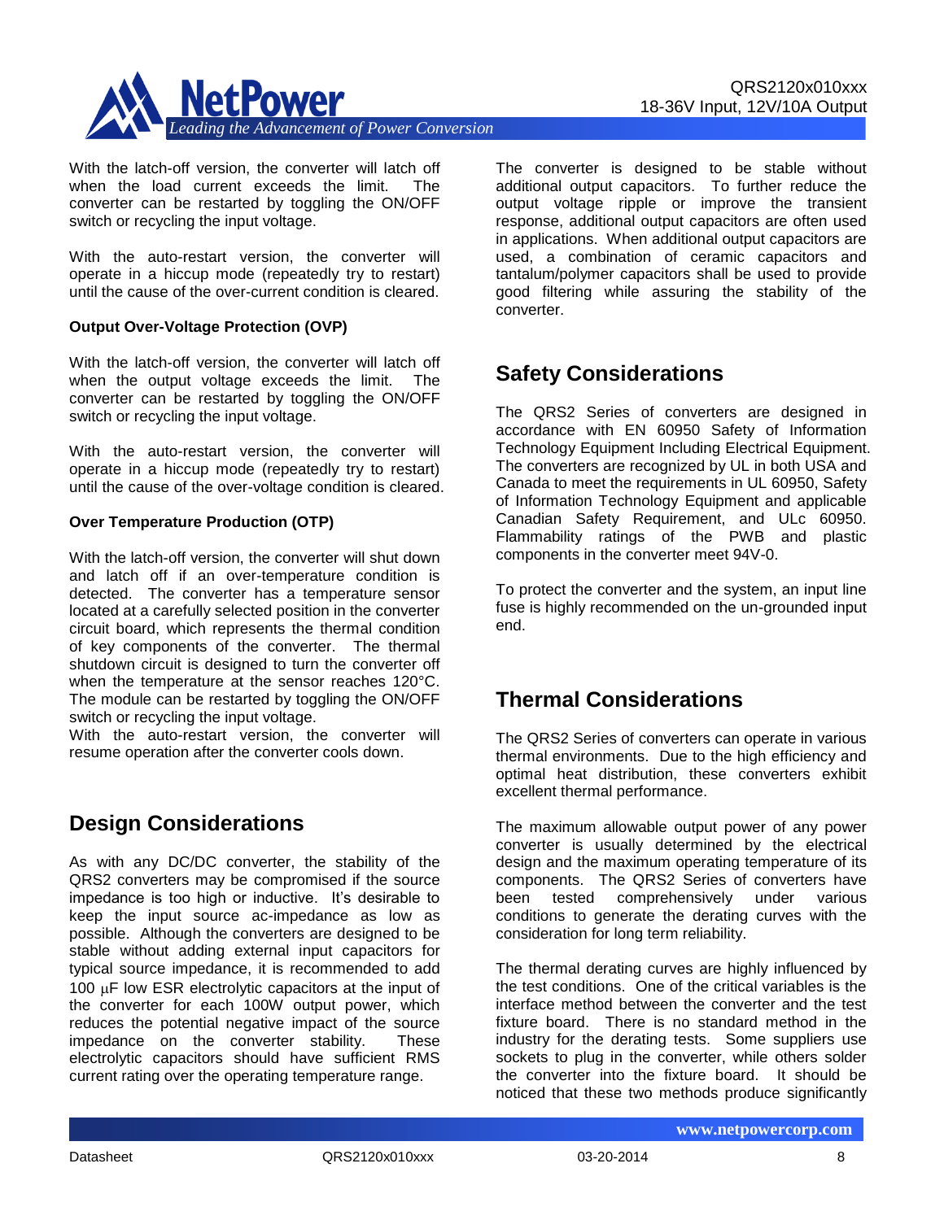With the latch-off version, the converter will latch off when the load current exceeds the limit. The converter can be restarted by toggling the ON/OFF switch or recycling the input voltage.

With the auto-restart version, the converter will operate in a hiccup mode (repeatedly try to restart) until the cause of the over-current condition is cleared.

**Output Over-Voltage Protection (OVP)**

With the latch-off version, the converter will latch off when the output voltage exceeds the limit. The converter can be restarted by toggling the ON/OFF switch or recycling the input voltage.

With the auto-restart version, the converter will operate in a hiccup mode (repeatedly try to restart) until the cause of the over-voltage condition is cleared.

**Over Temperature Production (OTP)**

With the latch-off version, the converter will shut down and latch off if an over-temperature condition is detected. The converter has a temperature sensor located at a carefully selected position in the converter circuit board, which represents the thermal condition of key components of the converter. The thermal shutdown circuit is designed to turn the converter off when the temperature at the sensor reaches 120°C. The module can be restarted by toggling the ON/OFF switch or recycling the input voltage.
With the auto-restart version, the converter will resume operation after the converter cools down.

## Design Considerations

As with any DC/DC converter, the stability of the QRS2 converters may be compromised if the source impedance is too high or inductive. It's desirable to keep the input source ac-impedance as low as possible. Although the converters are designed to be stable without adding external input capacitors for typical source impedance, it is recommended to add 100 μF low ESR electrolytic capacitors at the input of the converter for each 100W output power, which reduces the potential negative impact of the source impedance on the converter stability. These electrolytic capacitors should have sufficient RMS current rating over the operating temperature range.

The converter is designed to be stable without additional output capacitors. To further reduce the output voltage ripple or improve the transient response, additional output capacitors are often used in applications. When additional output capacitors are used, a combination of ceramic capacitors and tantalum/polymer capacitors shall be used to provide good filtering while assuring the stability of the converter.

## Safety Considerations

The QRS2 Series of converters are designed in accordance with EN 60950 Safety of Information Technology Equipment Including Electrical Equipment. The converters are recognized by UL in both USA and Canada to meet the requirements in UL 60950, Safety of Information Technology Equipment and applicable Canadian Safety Requirement, and ULc 60950. Flammability ratings of the PWB and plastic components in the converter meet 94V-0.

To protect the converter and the system, an input line fuse is highly recommended on the un-grounded input end.

## Thermal Considerations

The QRS2 Series of converters can operate in various thermal environments. Due to the high efficiency and optimal heat distribution, these converters exhibit excellent thermal performance.

The maximum allowable output power of any power converter is usually determined by the electrical design and the maximum operating temperature of its components. The QRS2 Series of converters have been tested comprehensively under various conditions to generate the derating curves with the consideration for long term reliability.

The thermal derating curves are highly influenced by the test conditions. One of the critical variables is the interface method between the converter and the test fixture board. There is no standard method in the industry for the derating tests. Some suppliers use sockets to plug in the converter, while others solder the converter into the fixture board. It should be noticed that these two methods produce significantly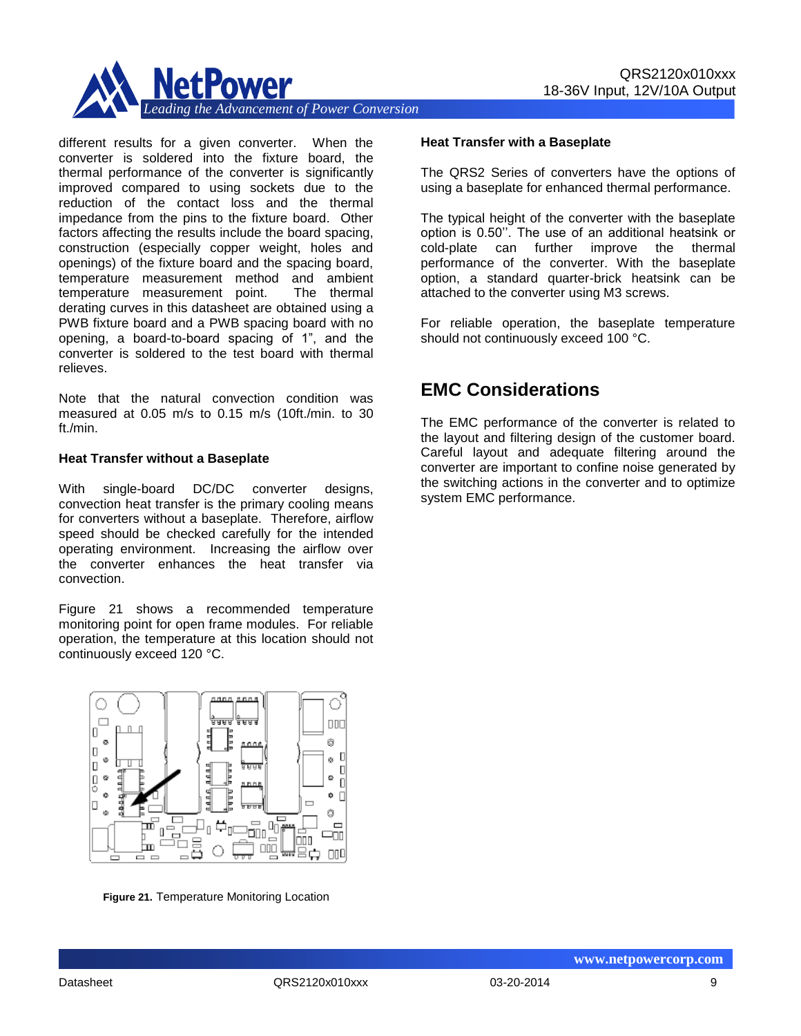different results for a given converter. When the converter is soldered into the fixture board, the thermal performance of the converter is significantly improved compared to using sockets due to the reduction of the contact loss and the thermal impedance from the pins to the fixture board. Other factors affecting the results include the board spacing, construction (especially copper weight, holes and openings) of the fixture board and the spacing board, temperature measurement method and ambient temperature measurement point. The thermal derating curves in this datasheet are obtained using a PWB fixture board and a PWB spacing board with no opening, a board-to-board spacing of 1”, and the converter is soldered to the test board with thermal relieves.

Note that the natural convection condition was measured at 0.05 m/s to 0.15 m/s (10ft./min. to 30 ft./min.

**Heat Transfer without a Baseplate**

With single-board DC/DC converter designs, convection heat transfer is the primary cooling means for converters without a baseplate. Therefore, airflow speed should be checked carefully for the intended operating environment. Increasing the airflow over the converter enhances the heat transfer via convection.

Figure 21 shows a recommended temperature monitoring point for open frame modules. For reliable operation, the temperature at this location should not continuously exceed 120 °C.

**Figure 21.** Temperature Monitoring Location

**Heat Transfer with a Baseplate**

The QRS2 Series of converters have the options of using a baseplate for enhanced thermal performance.

The typical height of the converter with the baseplate option is 0.50’’. The use of an additional heatsink or cold-plate can further improve the thermal performance of the converter. With the baseplate option, a standard quarter-brick heatsink can be attached to the converter using M3 screws.

For reliable operation, the baseplate temperature should not continuously exceed 100 °C.

## EMC Considerations

The EMC performance of the converter is related to the layout and filtering design of the customer board. Careful layout and adequate filtering around the converter are important to confine noise generated by the switching actions in the converter and to optimize system EMC performance.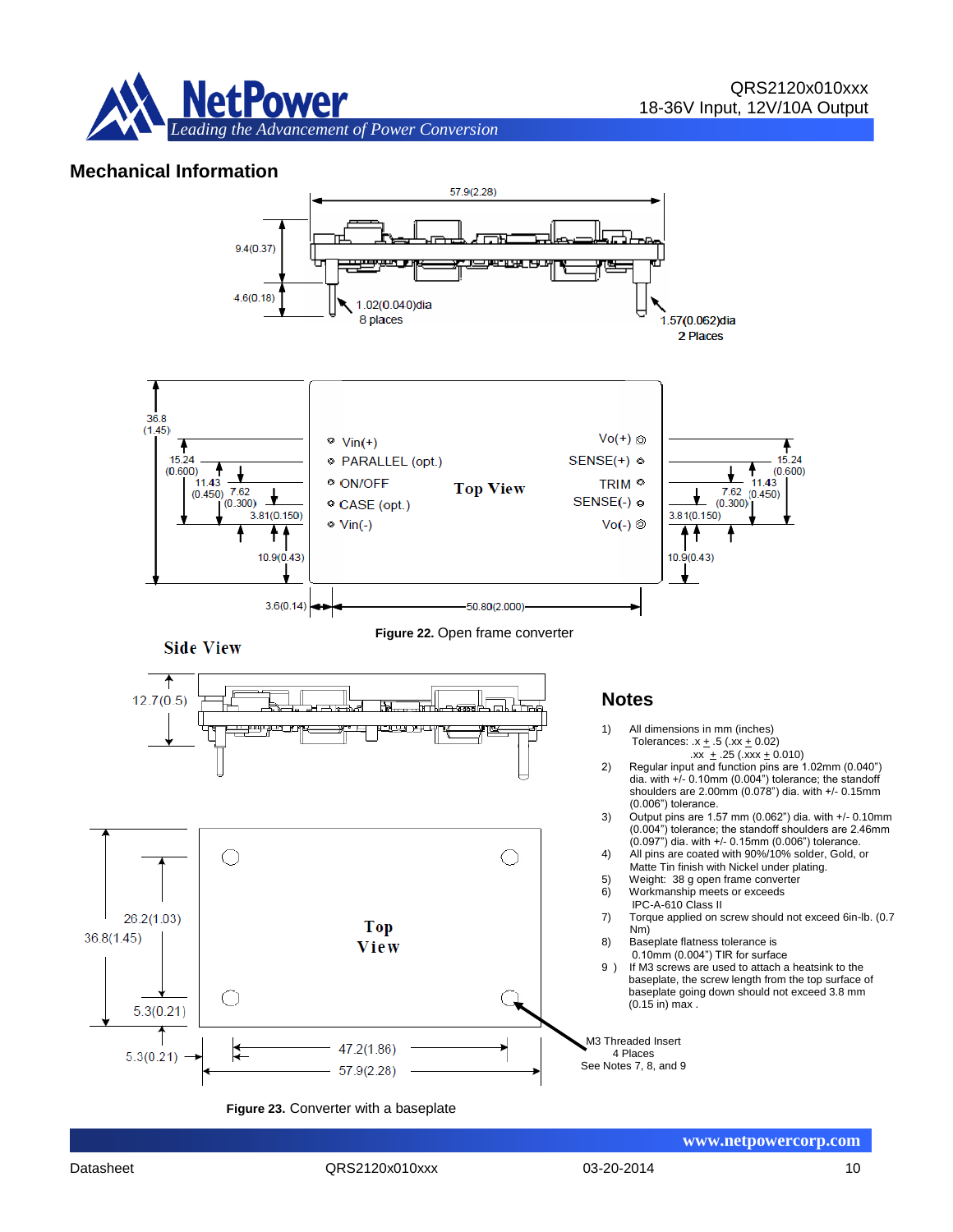## Mechanical Information

57.9(2.28)

9.4(0.37)

4.6(0.18)

1.02(0.040)dia
8 places

1.57(0.062)dia
2 Places

36.8
(1.45)

15.24
(0.600)

11.43
(0.450)

7.62
(0.300)

3.81(0.150)

10.9(0.43)

Vin(+)
PARALLEL (opt.)
ON/OFF
CASE (opt.)
Vin(-)

Top View

Vo(+)
SENSE(+)
TRIM
SENSE(-)
Vo(-)

3.6(0.14)

50.80(2.000)

**Figure 22.** Open frame converter

Side View

12.7(0.5)

36.8(1.45)

26.2(1.03)

5.3(0.21)

5.3(0.21)

Top View

47.2(1.86)

57.9(2.28)

M3 Threaded Insert
4 Places
See Notes 7, 8, and 9

**Figure 23.** Converter with a baseplate

## Notes

1) All dimensions in mm (inches)
   Tolerances: .x ± .5 (.xx ± 0.02)
   .xx ± .25 (.xxx ± 0.010)
2) Regular input and function pins are 1.02mm (0.040") dia. with +/- 0.10mm (0.004") tolerance; the standoff shoulders are 2.00mm (0.078") dia. with +/- 0.15mm (0.006") tolerance.
3) Output pins are 1.57 mm (0.062") dia. with +/- 0.10mm (0.004") tolerance; the standoff shoulders are 2.46mm (0.097") dia. with +/- 0.15mm (0.006") tolerance.
4) All pins are coated with 90%/10% solder, Gold, or Matte Tin finish with Nickel under plating.
5) Weight: 38 g open frame converter
6) Workmanship meets or exceeds IPC-A-610 Class II
7) Torque applied on screw should not exceed 6in-lb. (0.7 Nm)
8) Baseplate flatness tolerance is 0.10mm (0.004") TIR for surface
9) If M3 screws are used to attach a heatsink to the baseplate, the screw length from the top surface of baseplate going down should not exceed 3.8 mm (0.15 in) max .